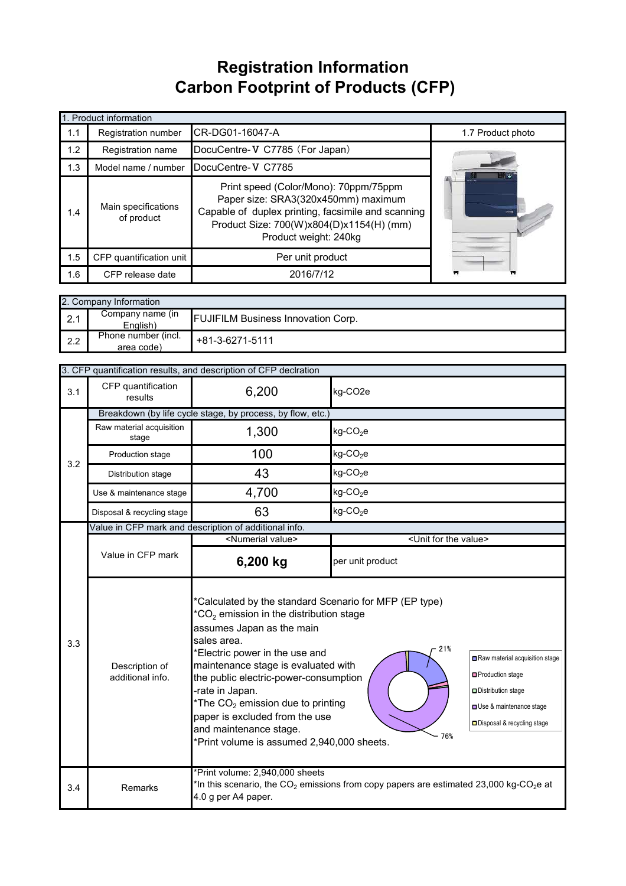# Registration Information
# Carbon Footprint of Products (CFP)

| 1. Product information | | | |
|---|---|---|---|
| 1.1 | Registration number | CR-DG01-16047-A | 1.7 Product photo |
| 1.2 | Registration name | DocuCentre-Ⅴ C7785（For Japan） | |
| 1.3 | Model name / number | DocuCentre-Ⅴ C7785 | |
| 1.4 | Main specifications of product | Print speed (Color/Mono): 70ppm/75ppm<br>Paper size: SRA3(320x450mm) maximum<br>Capable of duplex printing, facsimile and scanning<br>Product Size: 700(W)x804(D)x1154(H) (mm)<br>Product weight: 240kg | |
| 1.5 | CFP quantification unit | Per unit product | |
| 1.6 | CFP release date | 2016/7/12 | |

| 2. Company Information | | |
|---|---|---|
| 2.1 | Company name (in English) | FUJIFILM Business Innovation Corp. |
| 2.2 | Phone number (incl. area code) | +81-3-6271-5111 |

| 3. CFP quantification results, and description of CFP declration | | | |
|---|---|---|---|
| 3.1 | CFP quantification results | 6,200 | kg-CO2e |
| 3.2 | Breakdown (by life cycle stage, by process, by flow, etc.) | | |
| | Raw material acquisition stage | 1,300 | kg-$CO_2$e |
| | Production stage | 100 | kg-$CO_2$e |
| | Distribution stage | 43 | kg-$CO_2$e |
| | Use & maintenance stage | 4,700 | kg-$CO_2$e |
| | Disposal & recycling stage | 63 | kg-$CO_2$e |
| 3.3 | Value in CFP mark and description of additional info. | | |
| | | <Numerial value> | <Unit for the value> |
| | Value in CFP mark | **6,200 kg** | per unit product |
| | Description of additional info. | *Calculated by the standard Scenario for MFP (EP type)<br>*$CO_2$ emission in the distribution stage assumes Japan as the main sales area.<br>*Electric power in the use and maintenance stage is evaluated with the public electric-power-consumption -rate in Japan.<br>*The $CO_2$ emission due to printing paper is excluded from the use and maintenance stage.<br>*Print volume is assumed 2,940,000 sheets.<br>[Chart: Raw material acquisition stage 21%; Production stage; Distribution stage; Use & maintenance stage 76%; Disposal & recycling stage] | |
| 3.4 | Remarks | *Print volume: 2,940,000 sheets<br>*In this scenario, the $CO_2$ emissions from copy papers are estimated 23,000 kg-$CO_2$e at 4.0 g per A4 paper. | |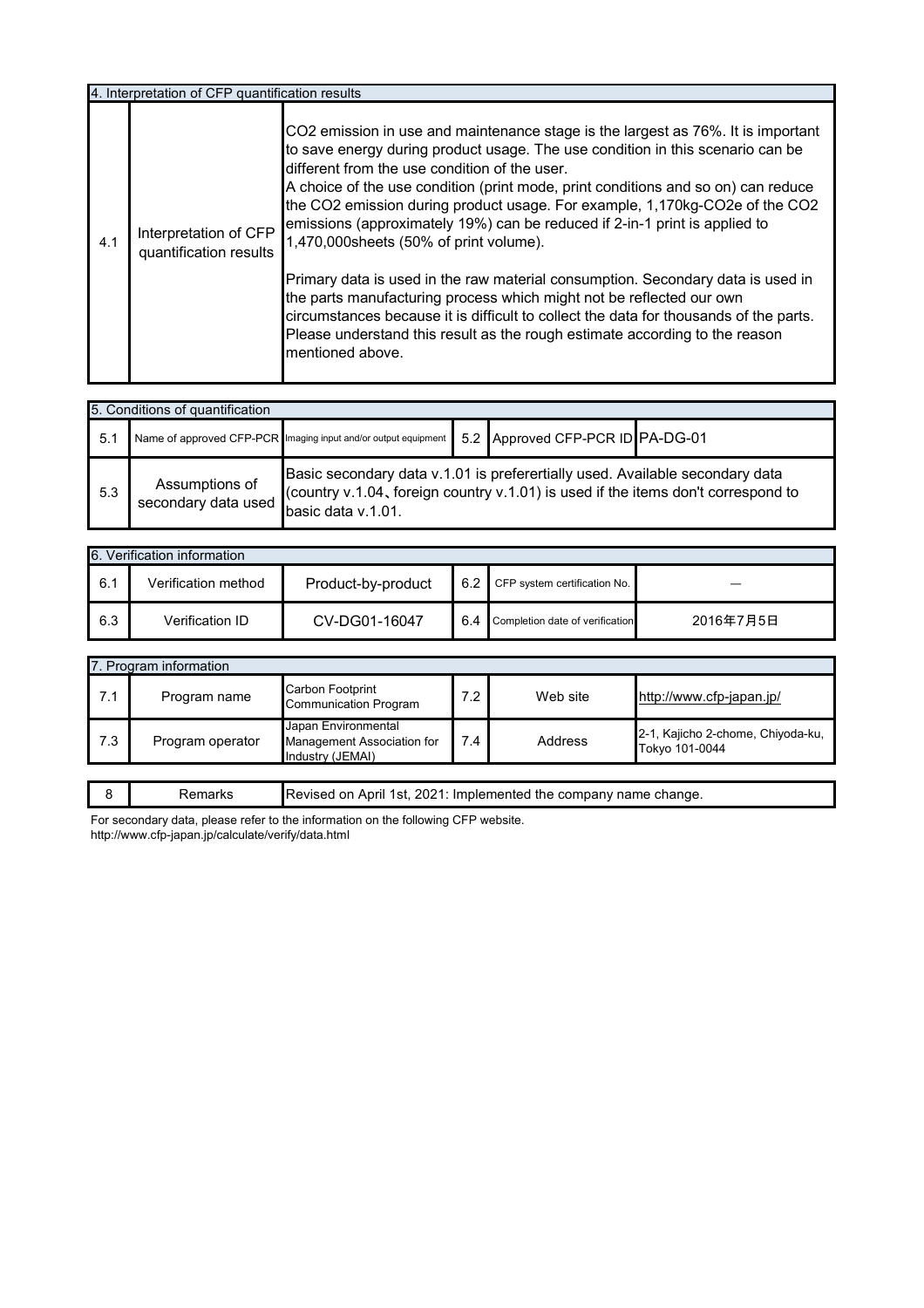| 4. Interpretation of CFP quantification results | | |
|---|---|---|
| 4.1 | Interpretation of CFP quantification results | $CO_2$ emission in use and maintenance stage is the largest as 76%. It is important to save energy during product usage. The use condition in this scenario can be different from the use condition of the user.<br>A choice of the use condition (print mode, print conditions and so on) can reduce the $CO_2$ emission during product usage. For example, 1,170kg-$CO_2$e of the $CO_2$ emissions (approximately 19%) can be reduced if 2-in-1 print is applied to 1,470,000sheets (50% of print volume).<br><br>Primary data is used in the raw material consumption. Secondary data is used in the parts manufacturing process which might not be reflected our own circumstances because it is difficult to collect the data for thousands of the parts. Please understand this result as the rough estimate according to the reason mentioned above. |

| 5. Conditions of quantification | | | | |
|---|---|---|---|---|
| 5.1 | Name of approved CFP-PCR | Imaging input and/or output equipment | 5.2 | Approved CFP-PCR ID PA-DG-01 |
| 5.3 | Assumptions of secondary data used | Basic secondary data v.1.01 is preferertially used. Available secondary data (country v.1.04、foreign country v.1.01) is used if the items don't correspond to basic data v.1.01. | | |

| 6. Verification information | | | | | |
|---|---|---|---|---|---|
| 6.1 | Verification method | Product-by-product | 6.2 | CFP system certification No. | — |
| 6.3 | Verification ID | CV-DG01-16047 | 6.4 | Completion date of verification | 2016年7月5日 |

| 7. Program information | | | | | |
|---|---|---|---|---|---|
| 7.1 | Program name | Carbon Footprint Communication Program | 7.2 | Web site | http://www.cfp-japan.jp/ |
| 7.3 | Program operator | Japan Environmental Management Association for Industry (JEMAI) | 7.4 | Address | 2-1, Kajicho 2-chome, Chiyoda-ku, Tokyo 101-0044 |

| | | |
|---|---|---|
| 8 | Remarks | Revised on April 1st, 2021: Implemented the company name change. |

For secondary data, please refer to the information on the following CFP website.
http://www.cfp-japan.jp/calculate/verify/data.html